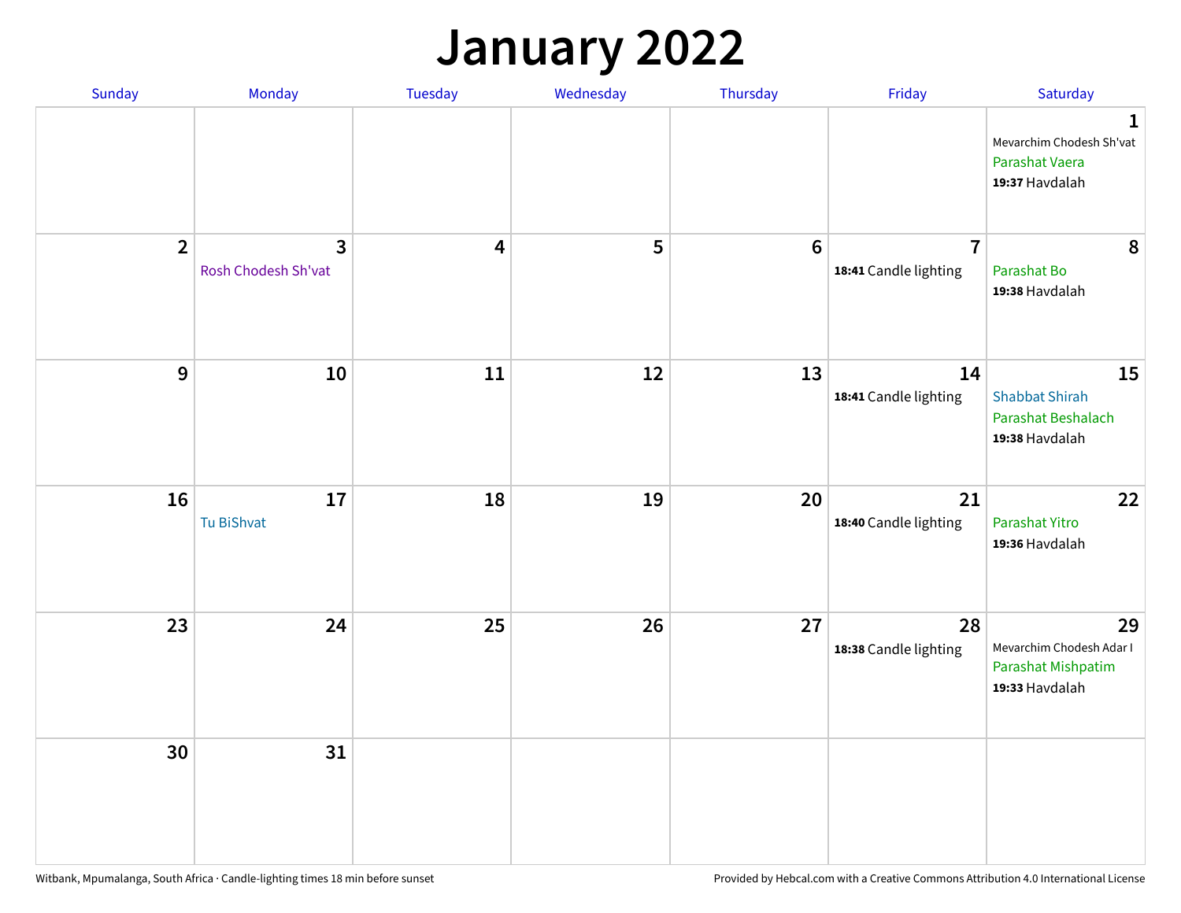# January 2022

| Sunday | Monday | Tuesday | Wednesday | Thursday | Friday | Saturday |
|---|---|---|---|---|---|---|
| | | | | | | **1** Mevarchim Chodesh Sh'vat Parashat Vaera **19:37** Havdalah |
| **2** | **3** Rosh Chodesh Sh'vat | **4** | **5** | **6** | **7** **18:41** Candle lighting | **8** Parashat Bo **19:38** Havdalah |
| **9** | **10** | **11** | **12** | **13** | **14** **18:41** Candle lighting | **15** Shabbat Shirah Parashat Beshalach **19:38** Havdalah |
| **16** | **17** Tu BiShvat | **18** | **19** | **20** | **21** **18:40** Candle lighting | **22** Parashat Yitro **19:36** Havdalah |
| **23** | **24** | **25** | **26** | **27** | **28** **18:38** Candle lighting | **29** Mevarchim Chodesh Adar I Parashat Mishpatim **19:33** Havdalah |
| **30** | **31** | | | | | |

Witbank, Mpumalanga, South Africa · Candle-lighting times 18 min before sunset

Provided by Hebcal.com with a Creative Commons Attribution 4.0 International License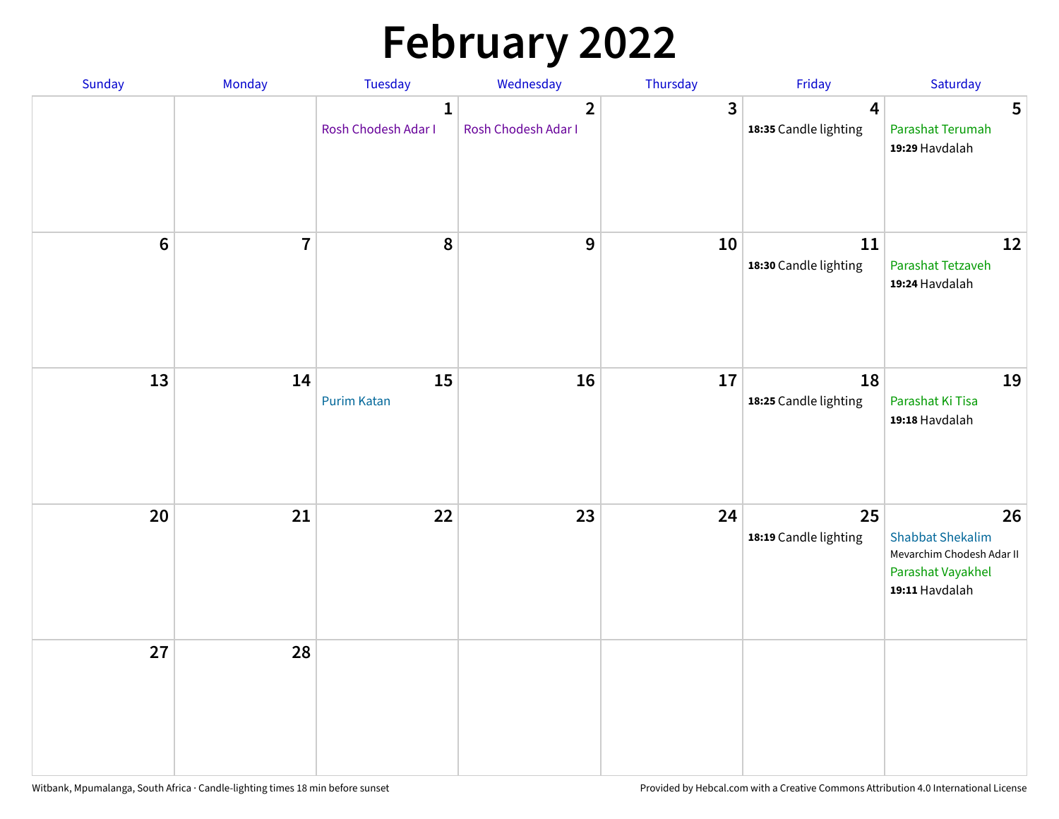# February 2022

| Sunday | Monday | Tuesday | Wednesday | Thursday | Friday | Saturday |
|---|---|---|---|---|---|---|
| | | 1 Rosh Chodesh Adar I | 2 Rosh Chodesh Adar I | 3 | 4 **18:35** Candle lighting | 5 Parashat Terumah **19:29** Havdalah |
| 6 | 7 | 8 | 9 | 10 | 11 **18:30** Candle lighting | 12 Parashat Tetzaveh **19:24** Havdalah |
| 13 | 14 | 15 Purim Katan | 16 | 17 | 18 **18:25** Candle lighting | 19 Parashat Ki Tisa **19:18** Havdalah |
| 20 | 21 | 22 | 23 | 24 | 25 **18:19** Candle lighting | 26 Shabbat Shekalim Mevarchim Chodesh Adar II Parashat Vayakhel **19:11** Havdalah |
| 27 | 28 | | | | | |

Witbank, Mpumalanga, South Africa · Candle-lighting times 18 min before sunset

Provided by Hebcal.com with a Creative Commons Attribution 4.0 International License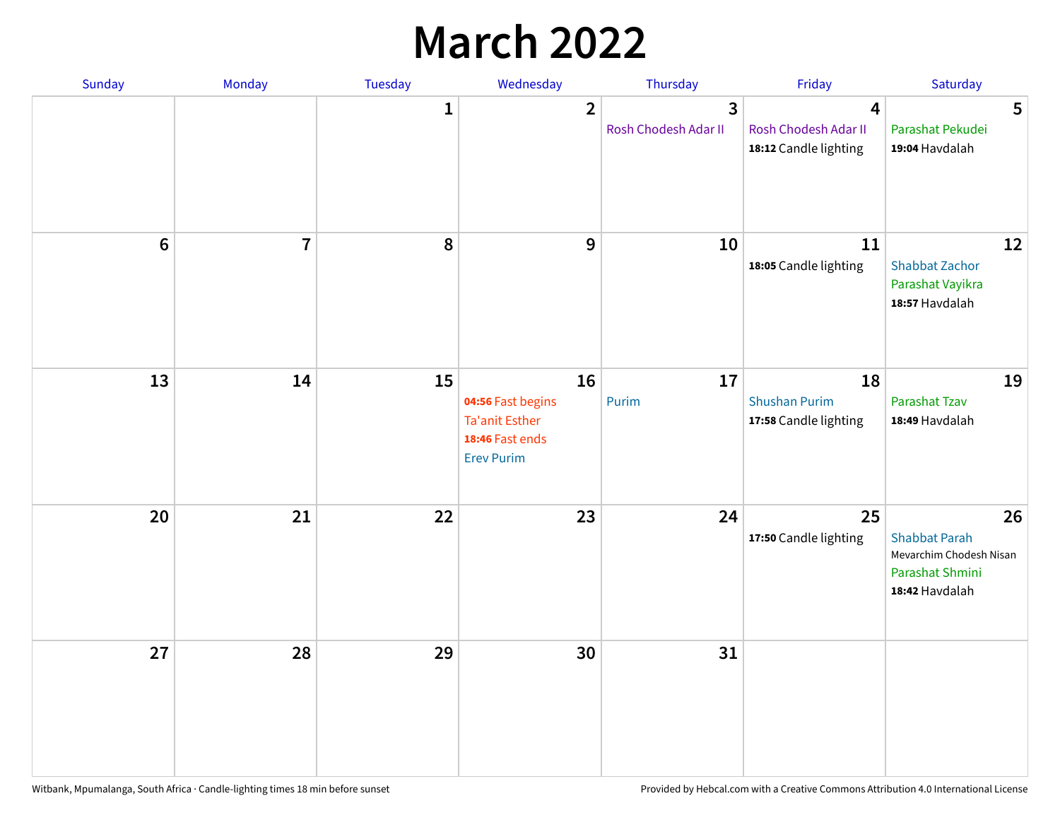# March 2022

| Sunday | Monday | Tuesday | Wednesday | Thursday | Friday | Saturday |
|---|---|---|---|---|---|---|
| | | 1 | 2 | 3<br>Rosh Chodesh Adar II | 4<br>Rosh Chodesh Adar II<br>**18:12** Candle lighting | 5<br>Parashat Pekudei<br>**19:04** Havdalah |
| 6 | 7 | 8 | 9 | 10 | 11<br>**18:05** Candle lighting | 12<br>Shabbat Zachor<br>Parashat Vayikra<br>**18:57** Havdalah |
| 13 | 14 | 15 | 16<br>**04:56** Fast begins<br>Ta'anit Esther<br>**18:46** Fast ends<br>Erev Purim | 17<br>Purim | 18<br>Shushan Purim<br>**17:58** Candle lighting | 19<br>Parashat Tzav<br>**18:49** Havdalah |
| 20 | 21 | 22 | 23 | 24 | 25<br>**17:50** Candle lighting | 26<br>Shabbat Parah<br>Mevarchim Chodesh Nisan<br>Parashat Shmini<br>**18:42** Havdalah |
| 27 | 28 | 29 | 30 | 31 | | |

Witbank, Mpumalanga, South Africa · Candle-lighting times 18 min before sunset

Provided by Hebcal.com with a Creative Commons Attribution 4.0 International License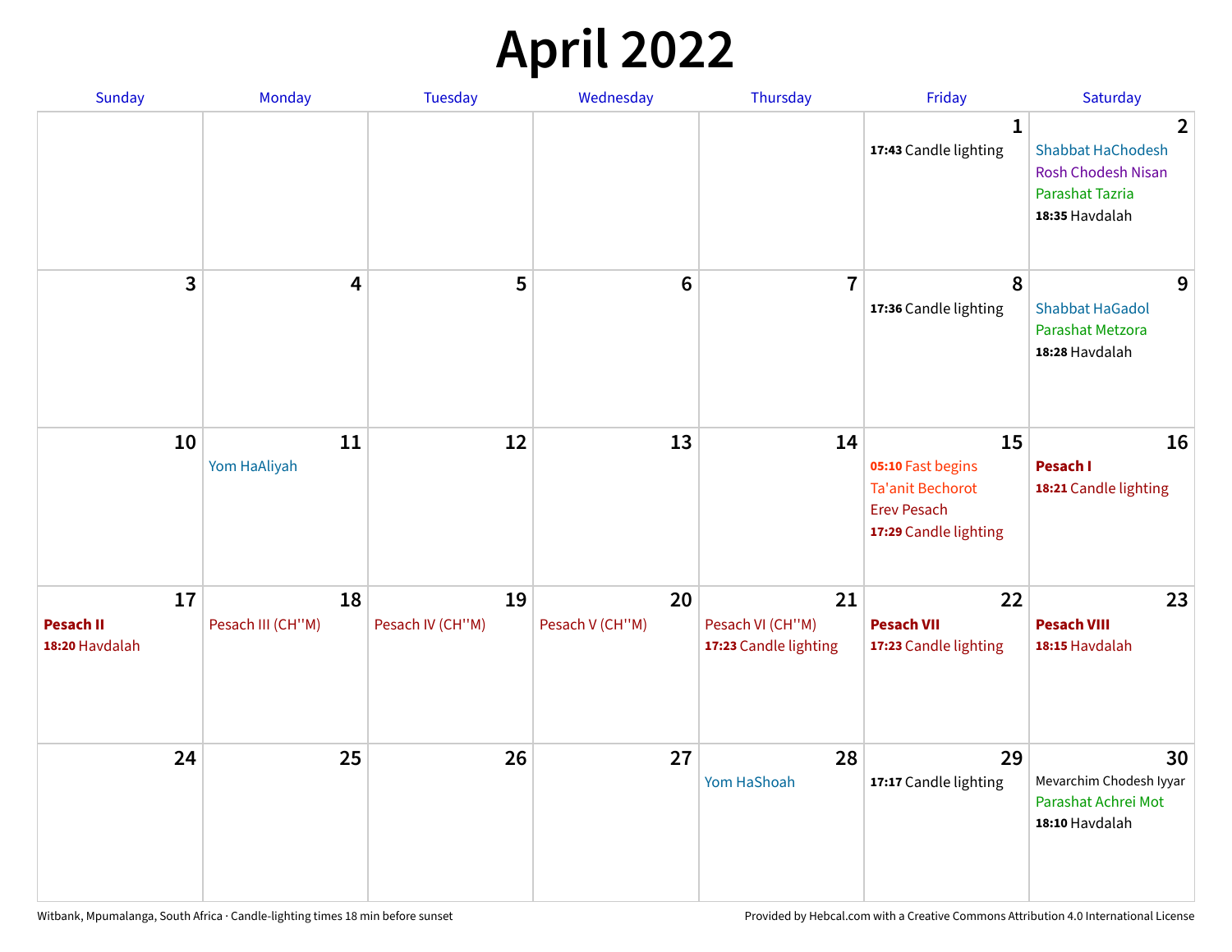# April 2022

| Sunday | Monday | Tuesday | Wednesday | Thursday | Friday | Saturday |
|---|---|---|---|---|---|---|
| | | | | | 1<br>**17:43** Candle lighting | 2<br>Shabbat HaChodesh<br>Rosh Chodesh Nisan<br>Parashat Tazria<br>**18:35** Havdalah |
| 3 | 4 | 5 | 6 | 7 | 8<br>**17:36** Candle lighting | 9<br>Shabbat HaGadol<br>Parashat Metzora<br>**18:28** Havdalah |
| 10 | 11<br>Yom HaAliyah | 12 | 13 | 14 | 15<br>**05:10** Fast begins<br>Ta'anit Bechorot<br>Erev Pesach<br>**17:29** Candle lighting | 16<br>**Pesach I**<br>**18:21** Candle lighting |
| 17<br>**Pesach II**<br>**18:20** Havdalah | 18<br>Pesach III (CH''M) | 19<br>Pesach IV (CH''M) | 20<br>Pesach V (CH''M) | 21<br>Pesach VI (CH''M)<br>**17:23** Candle lighting | 22<br>**Pesach VII**<br>**17:23** Candle lighting | 23<br>**Pesach VIII**<br>**18:15** Havdalah |
| 24 | 25 | 26 | 27 | 28<br>Yom HaShoah | 29<br>**17:17** Candle lighting | 30<br>Mevarchim Chodesh Iyyar<br>Parashat Achrei Mot<br>**18:10** Havdalah |

Witbank, Mpumalanga, South Africa · Candle-lighting times 18 min before sunset

Provided by Hebcal.com with a Creative Commons Attribution 4.0 International License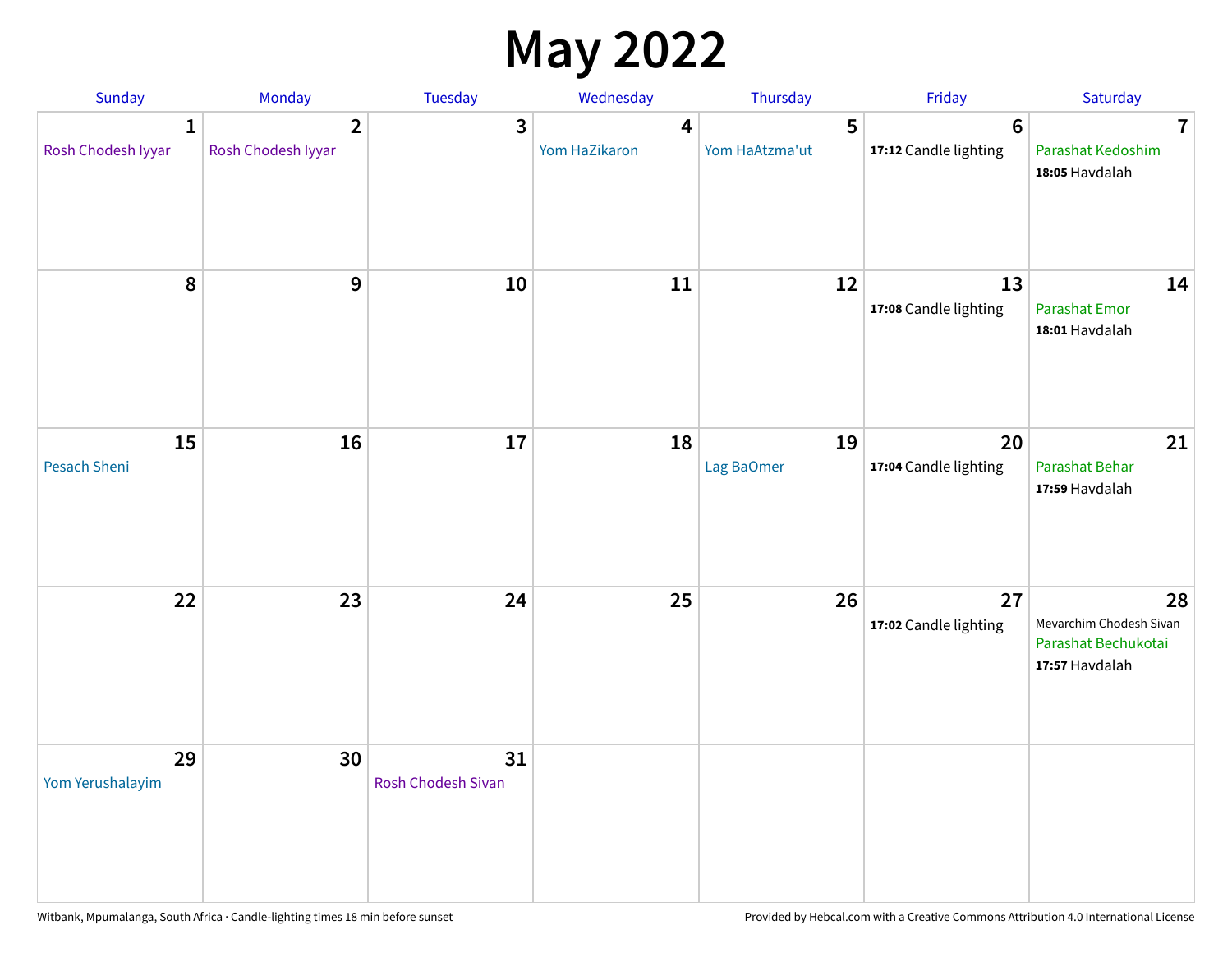# May 2022

| Sunday | Monday | Tuesday | Wednesday | Thursday | Friday | Saturday |
|---|---|---|---|---|---|---|
| 1<br>Rosh Chodesh Iyyar | 2<br>Rosh Chodesh Iyyar | 3 | 4<br>Yom HaZikaron | 5<br>Yom HaAtzma'ut | 6<br>**17:12** Candle lighting | 7<br>Parashat Kedoshim<br>**18:05** Havdalah |
| 8 | 9 | 10 | 11 | 12 | 13<br>**17:08** Candle lighting | 14<br>Parashat Emor<br>**18:01** Havdalah |
| 15<br>Pesach Sheni | 16 | 17 | 18 | 19<br>Lag BaOmer | 20<br>**17:04** Candle lighting | 21<br>Parashat Behar<br>**17:59** Havdalah |
| 22 | 23 | 24 | 25 | 26 | 27<br>**17:02** Candle lighting | 28<br>Mevarchim Chodesh Sivan<br>Parashat Bechukotai<br>**17:57** Havdalah |
| 29<br>Yom Yerushalayim | 30 | 31<br>Rosh Chodesh Sivan | | | | |

Witbank, Mpumalanga, South Africa · Candle-lighting times 18 min before sunset

Provided by Hebcal.com with a Creative Commons Attribution 4.0 International License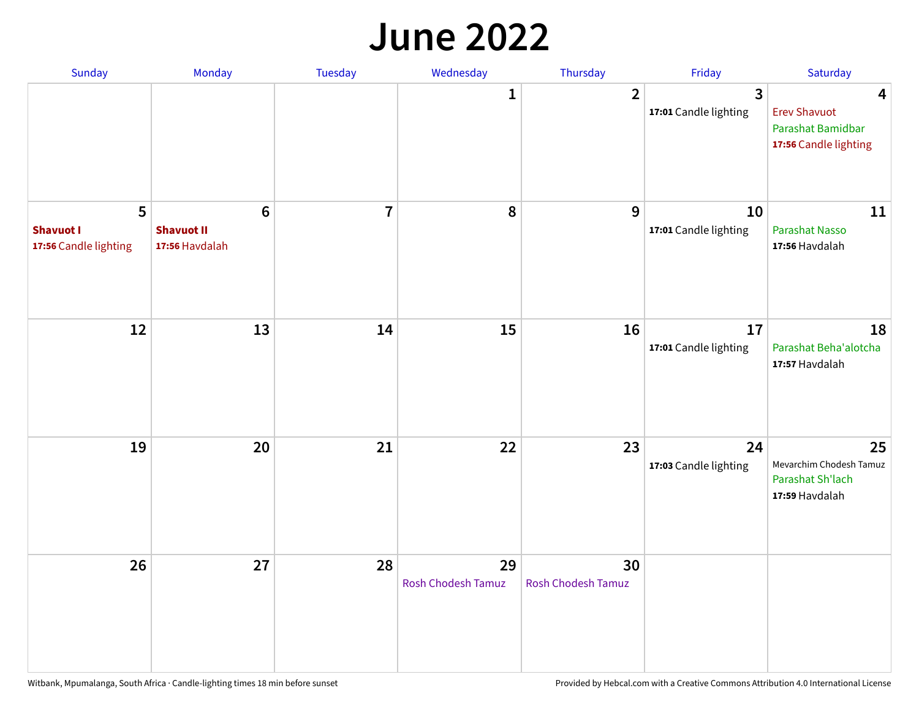# June 2022

| Sunday | Monday | Tuesday | Wednesday | Thursday | Friday | Saturday |
|---|---|---|---|---|---|---|
| | | | 1 | 2 | 3<br>**17:01** Candle lighting | 4<br>Erev Shavuot<br>Parashat Bamidbar<br>**17:56** Candle lighting |
| 5<br>**Shavuot I**<br>**17:56** Candle lighting | 6<br>**Shavuot II**<br>**17:56** Havdalah | 7 | 8 | 9 | 10<br>**17:01** Candle lighting | 11<br>Parashat Nasso<br>**17:56** Havdalah |
| 12 | 13 | 14 | 15 | 16 | 17<br>**17:01** Candle lighting | 18<br>Parashat Beha'alotcha<br>**17:57** Havdalah |
| 19 | 20 | 21 | 22 | 23 | 24<br>**17:03** Candle lighting | 25<br>Mevarchim Chodesh Tamuz<br>Parashat Sh'lach<br>**17:59** Havdalah |
| 26 | 27 | 28 | 29<br>Rosh Chodesh Tamuz | 30<br>Rosh Chodesh Tamuz | | |

Witbank, Mpumalanga, South Africa · Candle-lighting times 18 min before sunset

Provided by Hebcal.com with a Creative Commons Attribution 4.0 International License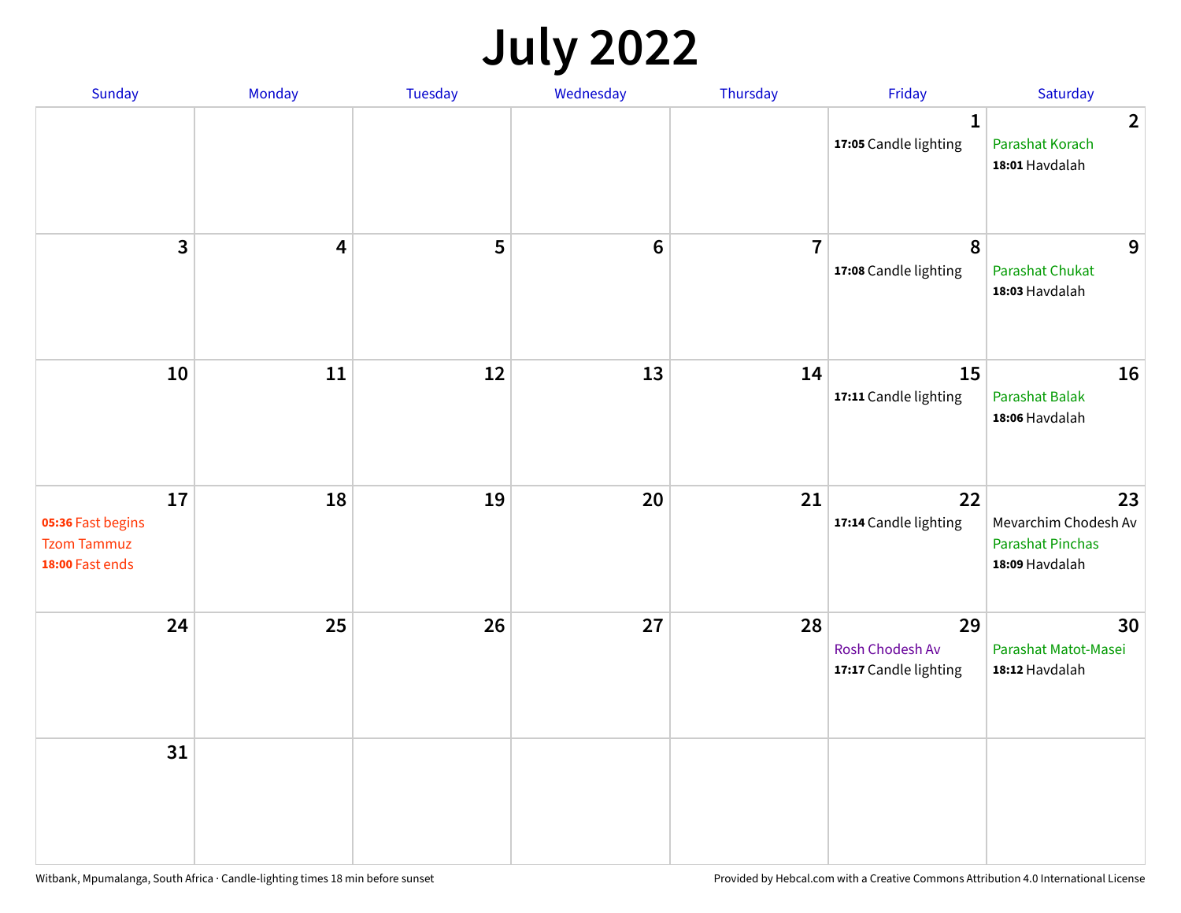# July 2022

| Sunday | Monday | Tuesday | Wednesday | Thursday | Friday | Saturday |
|---|---|---|---|---|---|---|
| | | | | | 1<br>**17:05** Candle lighting | 2<br>Parashat Korach<br>**18:01** Havdalah |
| 3 | 4 | 5 | 6 | 7 | 8<br>**17:08** Candle lighting | 9<br>Parashat Chukat<br>**18:03** Havdalah |
| 10 | 11 | 12 | 13 | 14 | 15<br>**17:11** Candle lighting | 16<br>Parashat Balak<br>**18:06** Havdalah |
| 17<br>**05:36** Fast begins<br>Tzom Tammuz<br>**18:00** Fast ends | 18 | 19 | 20 | 21 | 22<br>**17:14** Candle lighting | 23<br>Mevarchim Chodesh Av<br>Parashat Pinchas<br>**18:09** Havdalah |
| 24 | 25 | 26 | 27 | 28 | 29<br>Rosh Chodesh Av<br>**17:17** Candle lighting | 30<br>Parashat Matot-Masei<br>**18:12** Havdalah |
| 31 | | | | | | |

Witbank, Mpumalanga, South Africa · Candle-lighting times 18 min before sunset

Provided by Hebcal.com with a Creative Commons Attribution 4.0 International License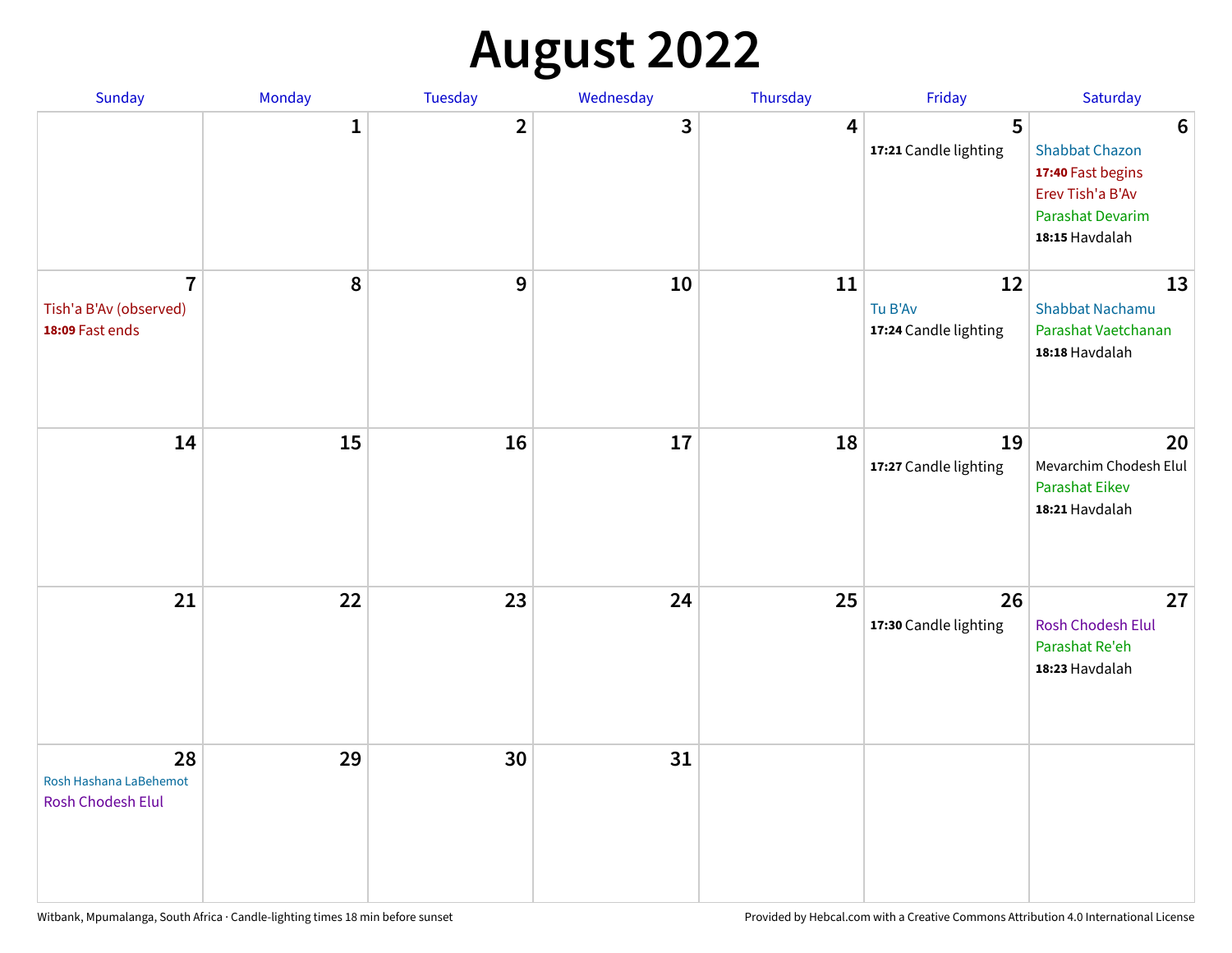# August 2022

| Sunday | Monday | Tuesday | Wednesday | Thursday | Friday | Saturday |
|---|---|---|---|---|---|---|
| | 1 | 2 | 3 | 4 | 5<br>**17:21** Candle lighting | 6<br>Shabbat Chazon<br>**17:40** Fast begins<br>Erev Tish'a B'Av<br>Parashat Devarim<br>**18:15** Havdalah |
| 7<br>Tish'a B'Av (observed)<br>**18:09** Fast ends | 8 | 9 | 10 | 11 | 12<br>Tu B'Av<br>**17:24** Candle lighting | 13<br>Shabbat Nachamu<br>Parashat Vaetchanan<br>**18:18** Havdalah |
| 14 | 15 | 16 | 17 | 18 | 19<br>**17:27** Candle lighting | 20<br>Mevarchim Chodesh Elul<br>Parashat Eikev<br>**18:21** Havdalah |
| 21 | 22 | 23 | 24 | 25 | 26<br>**17:30** Candle lighting | 27<br>Rosh Chodesh Elul<br>Parashat Re'eh<br>**18:23** Havdalah |
| 28<br>Rosh Hashana LaBehemot<br>Rosh Chodesh Elul | 29 | 30 | 31 | | | |

Witbank, Mpumalanga, South Africa · Candle-lighting times 18 min before sunset

Provided by Hebcal.com with a Creative Commons Attribution 4.0 International License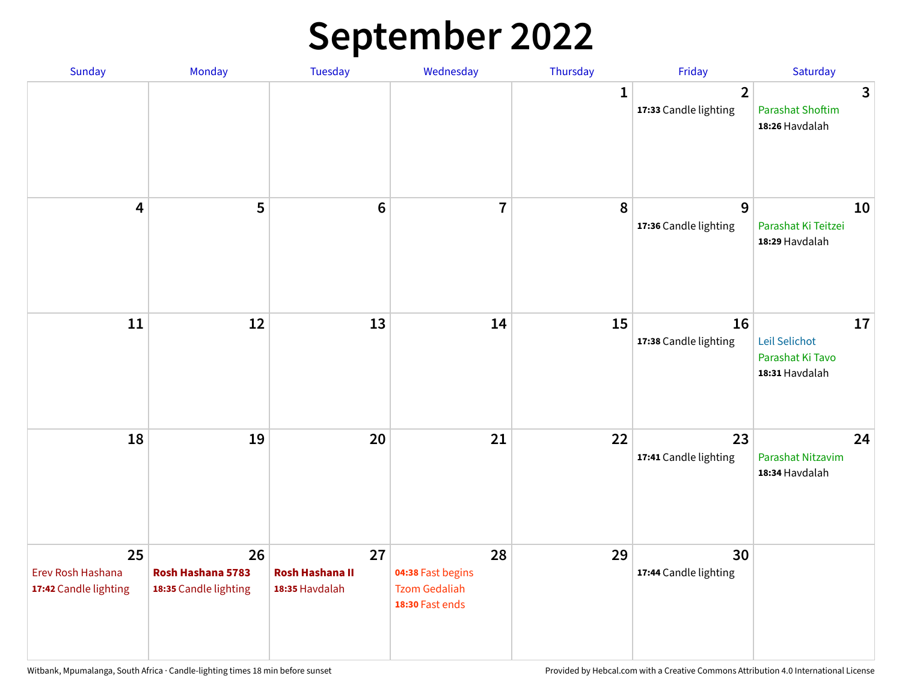# September 2022

| Sunday | Monday | Tuesday | Wednesday | Thursday | Friday | Saturday |
|---|---|---|---|---|---|---|
| | | | | 1 | 2<br>**17:33** Candle lighting | 3<br>Parashat Shoftim<br>**18:26** Havdalah |
| 4 | 5 | 6 | 7 | 8 | 9<br>**17:36** Candle lighting | 10<br>Parashat Ki Teitzei<br>**18:29** Havdalah |
| 11 | 12 | 13 | 14 | 15 | 16<br>**17:38** Candle lighting | 17<br>Leil Selichot<br>Parashat Ki Tavo<br>**18:31** Havdalah |
| 18 | 19 | 20 | 21 | 22 | 23<br>**17:41** Candle lighting | 24<br>Parashat Nitzavim<br>**18:34** Havdalah |
| 25<br>Erev Rosh Hashana<br>**17:42** Candle lighting | 26<br>**Rosh Hashana 5783**<br>**18:35** Candle lighting | 27<br>**Rosh Hashana II**<br>**18:35** Havdalah | 28<br>**04:38** Fast begins<br>Tzom Gedaliah<br>**18:30** Fast ends | 29 | 30<br>**17:44** Candle lighting | |

Witbank, Mpumalanga, South Africa · Candle-lighting times 18 min before sunset

Provided by Hebcal.com with a Creative Commons Attribution 4.0 International License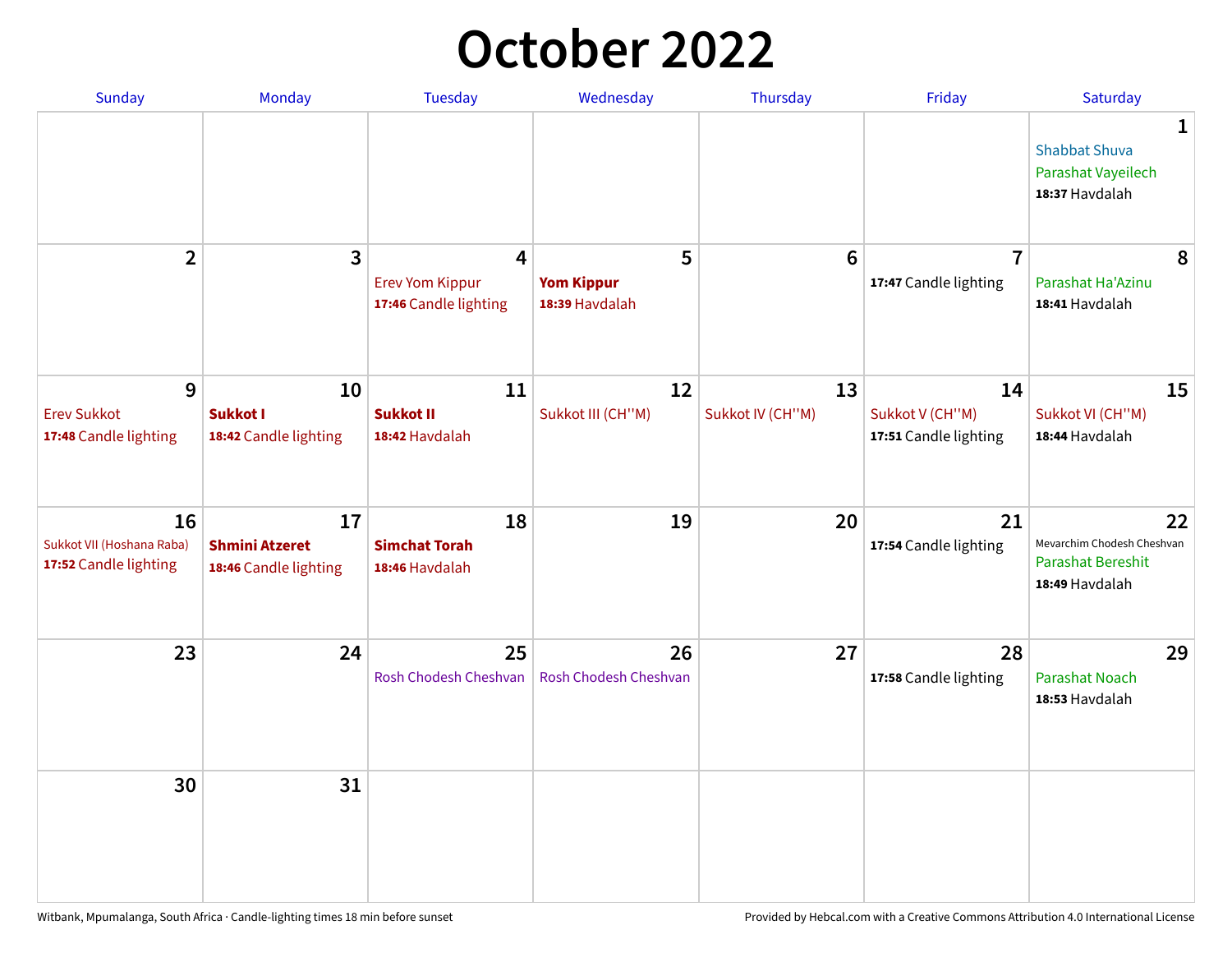# October 2022

| Sunday | Monday | Tuesday | Wednesday | Thursday | Friday | Saturday |
|---|---|---|---|---|---|---|
| | | | | | | **1** Shabbat Shuva<br>Parashat Vayeilech<br>**18:37** Havdalah |
| **2** | **3** | **4** Erev Yom Kippur<br>**17:46** Candle lighting | **5** **Yom Kippur**<br>**18:39** Havdalah | **6** | **7** **17:47** Candle lighting | **8** Parashat Ha'Azinu<br>**18:41** Havdalah |
| **9** Erev Sukkot<br>**17:48** Candle lighting | **10** **Sukkot I**<br>**18:42** Candle lighting | **11** **Sukkot II**<br>**18:42** Havdalah | **12** Sukkot III (CH''M) | **13** Sukkot IV (CH''M) | **14** Sukkot V (CH''M)<br>**17:51** Candle lighting | **15** Sukkot VI (CH''M)<br>**18:44** Havdalah |
| **16** Sukkot VII (Hoshana Raba)<br>**17:52** Candle lighting | **17** **Shmini Atzeret**<br>**18:46** Candle lighting | **18** **Simchat Torah**<br>**18:46** Havdalah | **19** | **20** | **21** **17:54** Candle lighting | **22** Mevarchim Chodesh Cheshvan<br>Parashat Bereshit<br>**18:49** Havdalah |
| **23** | **24** | **25** Rosh Chodesh Cheshvan | **26** Rosh Chodesh Cheshvan | **27** | **28** **17:58** Candle lighting | **29** Parashat Noach<br>**18:53** Havdalah |
| **30** | **31** | | | | | |

Witbank, Mpumalanga, South Africa · Candle-lighting times 18 min before sunset

Provided by Hebcal.com with a Creative Commons Attribution 4.0 International License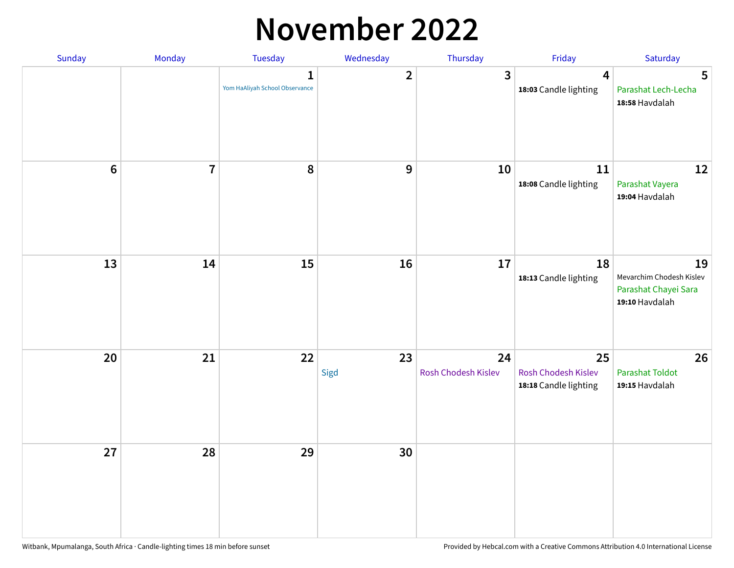# November 2022

| Sunday | Monday | Tuesday | Wednesday | Thursday | Friday | Saturday |
|---|---|---|---|---|---|---|
| | | 1<br>Yom HaAliyah School Observance | 2 | 3 | 4<br>**18:03** Candle lighting | 5<br>Parashat Lech-Lecha<br>**18:58** Havdalah |
| 6 | 7 | 8 | 9 | 10 | 11<br>**18:08** Candle lighting | 12<br>Parashat Vayera<br>**19:04** Havdalah |
| 13 | 14 | 15 | 16 | 17 | 18<br>**18:13** Candle lighting | 19<br>Mevarchim Chodesh Kislev<br>Parashat Chayei Sara<br>**19:10** Havdalah |
| 20 | 21 | 22 | 23<br>Sigd | 24<br>Rosh Chodesh Kislev | 25<br>Rosh Chodesh Kislev<br>**18:18** Candle lighting | 26<br>Parashat Toldot<br>**19:15** Havdalah |
| 27 | 28 | 29 | 30 | | | |

Witbank, Mpumalanga, South Africa · Candle-lighting times 18 min before sunset

Provided by Hebcal.com with a Creative Commons Attribution 4.0 International License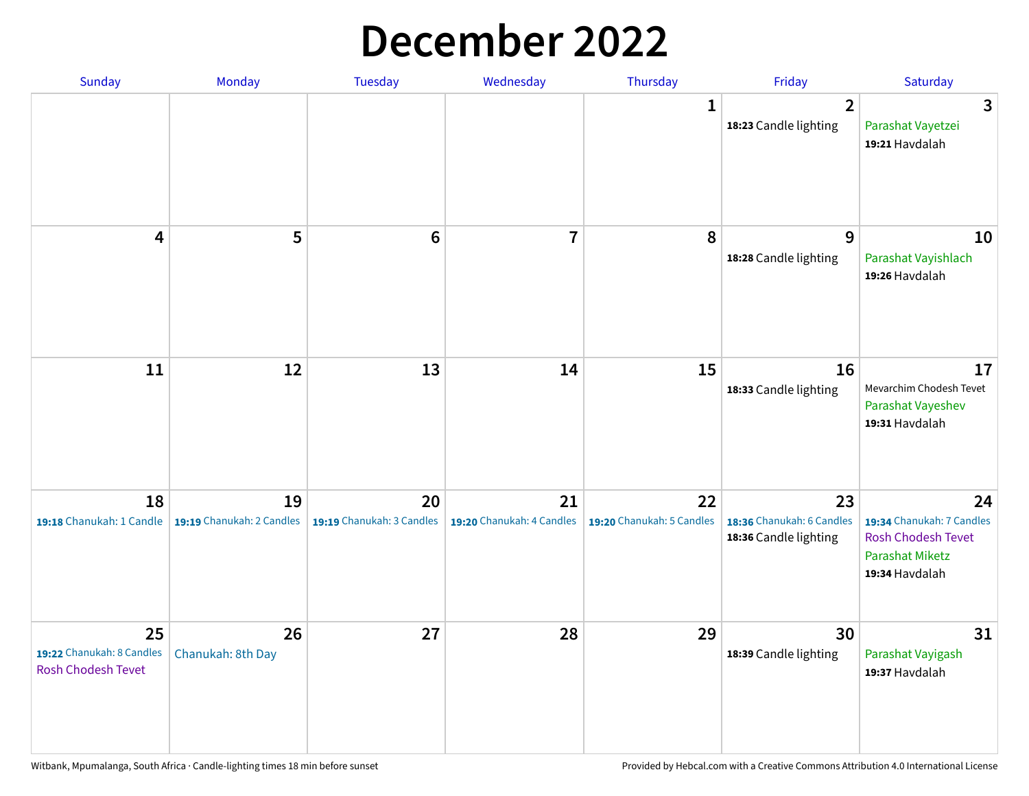# December 2022

| Sunday | Monday | Tuesday | Wednesday | Thursday | Friday | Saturday |
|---|---|---|---|---|---|---|
| | | | | 1 | 2<br>**18:23** Candle lighting | 3<br>Parashat Vayetzei<br>**19:21** Havdalah |
| 4 | 5 | 6 | 7 | 8 | 9<br>**18:28** Candle lighting | 10<br>Parashat Vayishlach<br>**19:26** Havdalah |
| 11 | 12 | 13 | 14 | 15 | 16<br>**18:33** Candle lighting | 17<br>Mevarchim Chodesh Tevet<br>Parashat Vayeshev<br>**19:31** Havdalah |
| 18<br>**19:18** Chanukah: 1 Candle | 19<br>**19:19** Chanukah: 2 Candles | 20<br>**19:19** Chanukah: 3 Candles | 21<br>**19:20** Chanukah: 4 Candles | 22<br>**19:20** Chanukah: 5 Candles | 23<br>**18:36** Chanukah: 6 Candles<br>**18:36** Candle lighting | 24<br>**19:34** Chanukah: 7 Candles<br>Rosh Chodesh Tevet<br>Parashat Miketz<br>**19:34** Havdalah |
| 25<br>**19:22** Chanukah: 8 Candles<br>Rosh Chodesh Tevet | 26<br>Chanukah: 8th Day | 27 | 28 | 29 | 30<br>**18:39** Candle lighting | 31<br>Parashat Vayigash<br>**19:37** Havdalah |

Witbank, Mpumalanga, South Africa · Candle-lighting times 18 min before sunset

Provided by Hebcal.com with a Creative Commons Attribution 4.0 International License